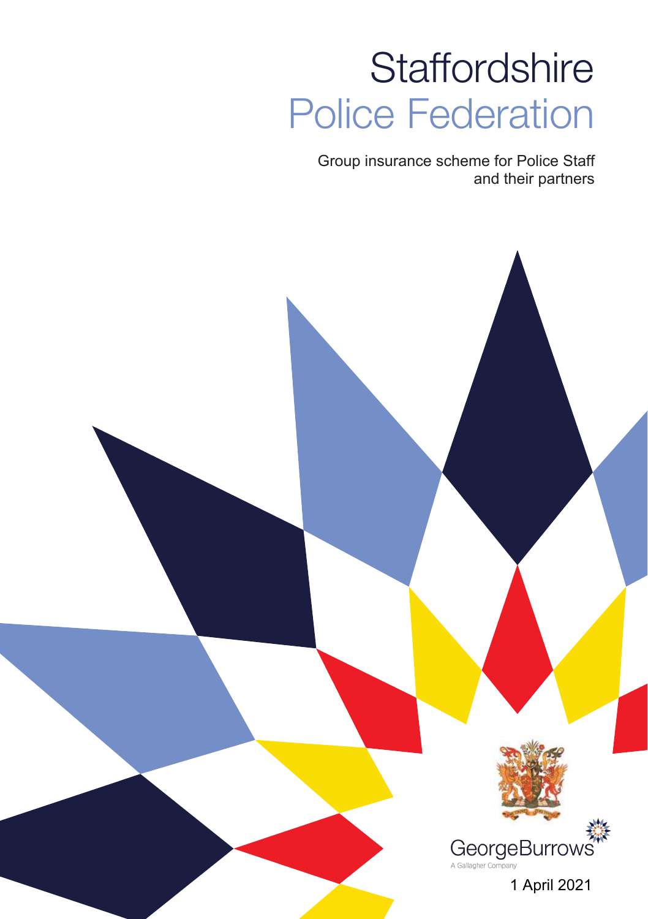# Staffordshire Police Federation

Group insurance scheme for Police Staff and their partners

GeorgeBurrows
A Gallagher Company

1 April 2021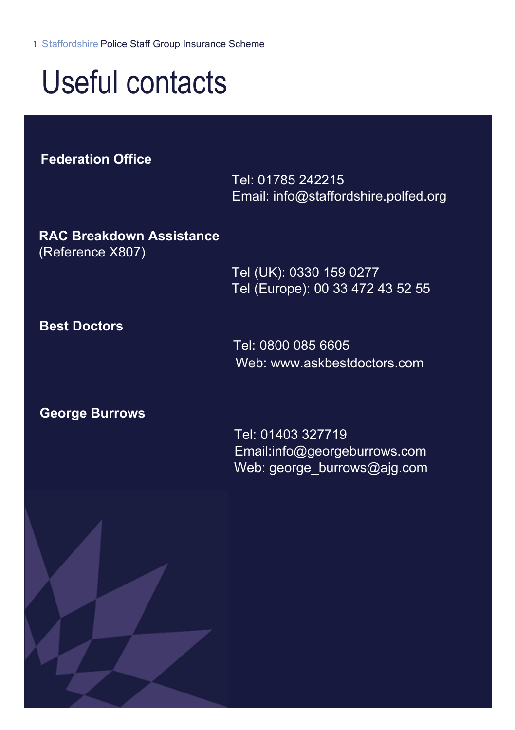# Useful contacts

**Federation Office**

Tel: 01785 242215
Email: info@staffordshire.polfed.org

**RAC Breakdown Assistance**
(Reference X807)

Tel (UK): 0330 159 0277
Tel (Europe): 00 33 472 43 52 55

**Best Doctors**

Tel: 0800 085 6605
Web: www.askbestdoctors.com

**George Burrows**

Tel: 01403 327719
Email:info@georgeburrows.com
Web: george_burrows@ajg.com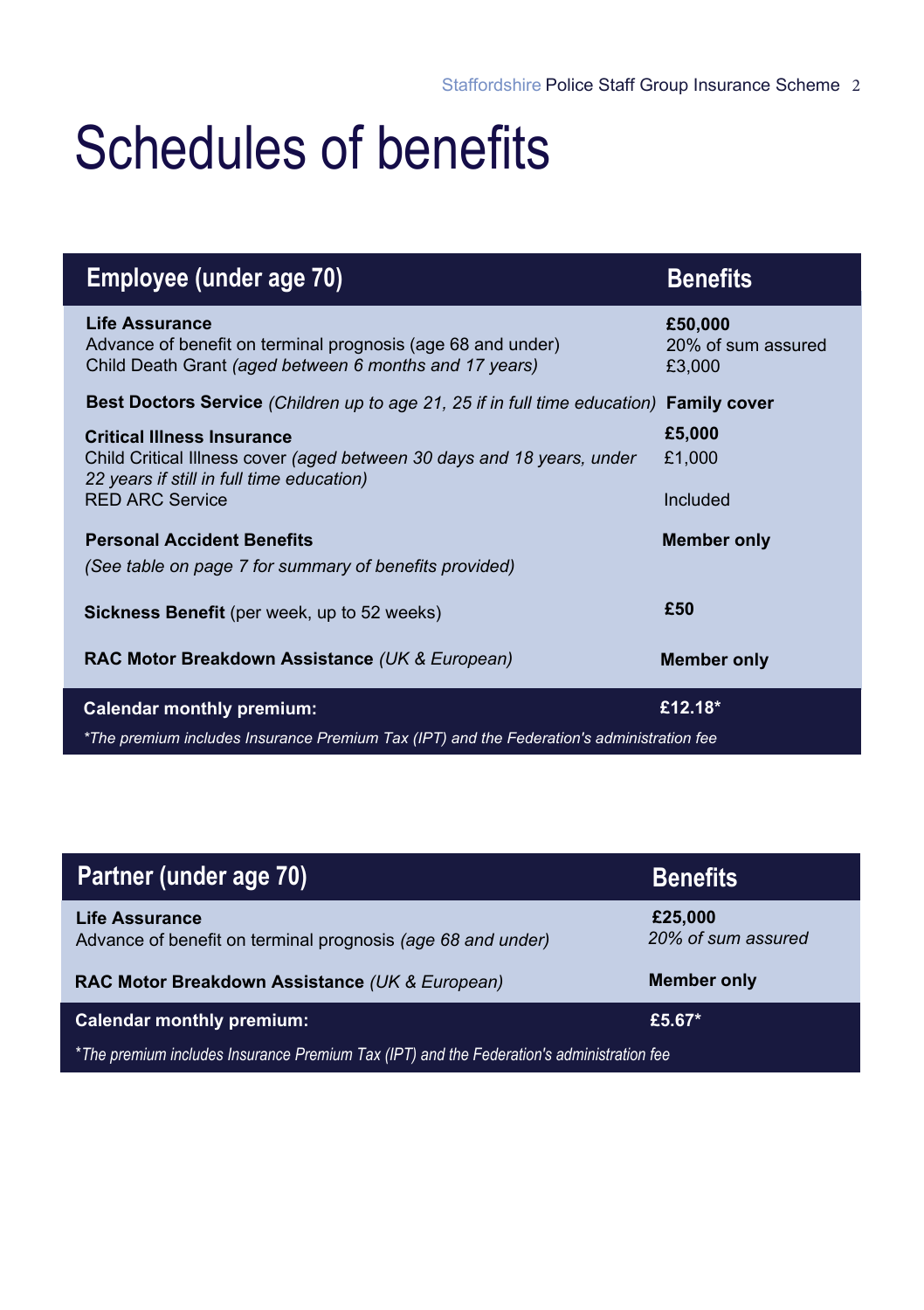# Schedules of benefits

| Employee (under age 70) | Benefits |
|---|---|
| **Life Assurance** | **£50,000** |
| Advance of benefit on terminal prognosis (age 68 and under) | 20% of sum assured |
| Child Death Grant *(aged between 6 months and 17 years)* | £3,000 |
| **Best Doctors Service** *(Children up to age 21, 25 if in full time education)* | **Family cover** |
| **Critical Illness Insurance** | **£5,000** |
| Child Critical Illness cover *(aged between 30 days and 18 years, under 22 years if still in full time education)* | £1,000 |
| RED ARC Service | Included |
| **Personal Accident Benefits** *(See table on page 7 for summary of benefits provided)* | **Member only** |
| **Sickness Benefit** (per week, up to 52 weeks) | **£50** |
| **RAC Motor Breakdown Assistance** *(UK & European)* | **Member only** |
| **Calendar monthly premium:** | **£12.18*** |

*\*The premium includes Insurance Premium Tax (IPT) and the Federation's administration fee*

| Partner (under age 70) | Benefits |
|---|---|
| **Life Assurance** | **£25,000** |
| Advance of benefit on terminal prognosis *(age 68 and under)* | *20% of sum assured* |
| **RAC Motor Breakdown Assistance** *(UK & European)* | **Member only** |
| **Calendar monthly premium:** | **£5.67*** |

*\*The premium includes Insurance Premium Tax (IPT) and the Federation's administration fee*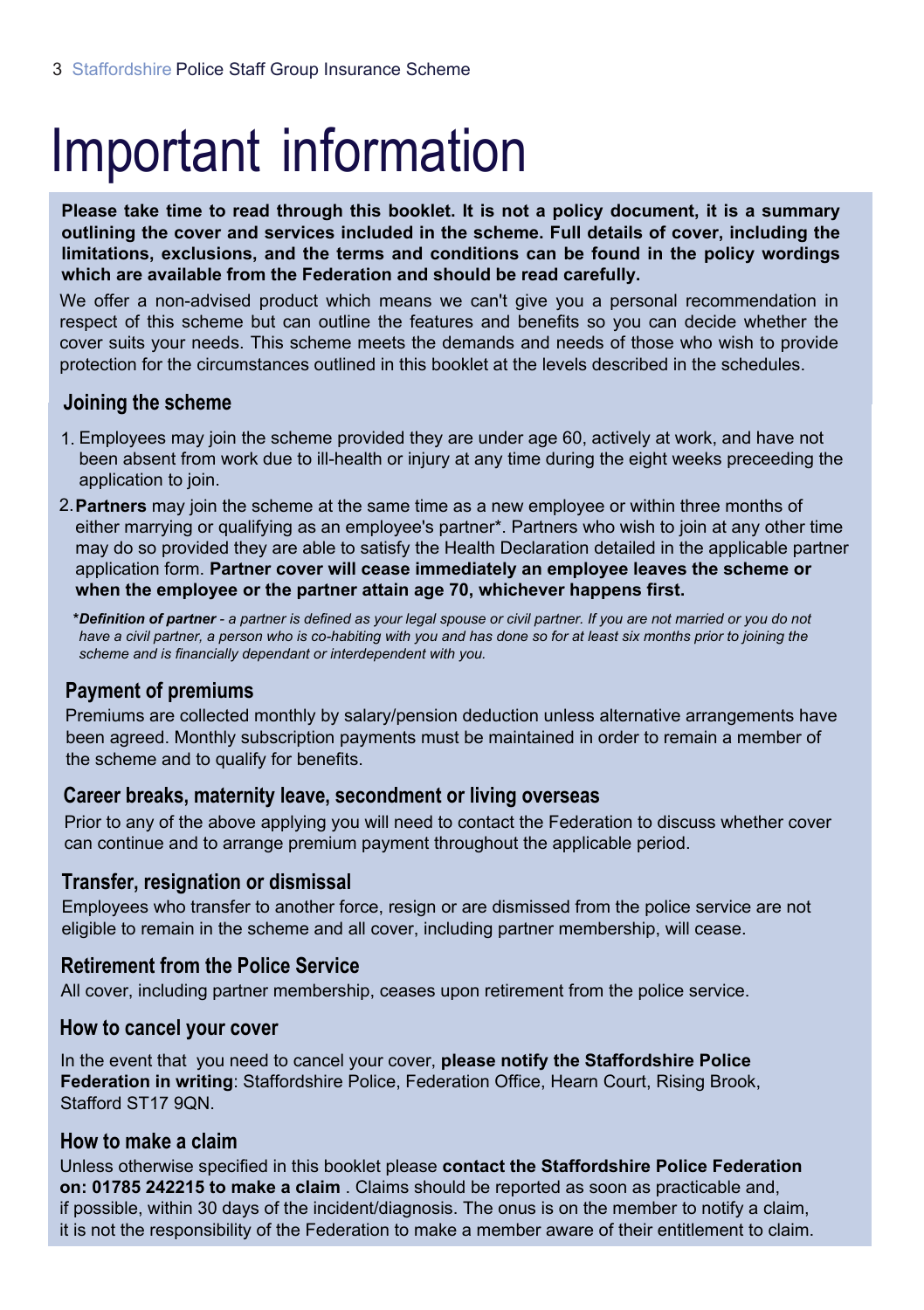# Important information

**Please take time to read through this booklet. It is not a policy document, it is a summary outlining the cover and services included in the scheme. Full details of cover, including the limitations, exclusions, and the terms and conditions can be found in the policy wordings which are available from the Federation and should be read carefully.**

We offer a non-advised product which means we can't give you a personal recommendation in respect of this scheme but can outline the features and benefits so you can decide whether the cover suits your needs. This scheme meets the demands and needs of those who wish to provide protection for the circumstances outlined in this booklet at the levels described in the schedules.

## Joining the scheme

1. Employees may join the scheme provided they are under age 60, actively at work, and have not been absent from work due to ill-health or injury at any time during the eight weeks preceeding the application to join.
2. **Partners** may join the scheme at the same time as a new employee or within three months of either marrying or qualifying as an employee's partner*. Partners who wish to join at any other time may do so provided they are able to satisfy the Health Declaration detailed in the applicable partner application form. **Partner cover will cease immediately an employee leaves the scheme or when the employee or the partner attain age 70, whichever happens first.**

***Definition of partner*** *- a partner is defined as your legal spouse or civil partner. If you are not married or you do not have a civil partner, a person who is co-habiting with you and has done so for at least six months prior to joining the scheme and is financially dependant or interdependent with you.*

## Payment of premiums

Premiums are collected monthly by salary/pension deduction unless alternative arrangements have been agreed. Monthly subscription payments must be maintained in order to remain a member of the scheme and to qualify for benefits.

## Career breaks, maternity leave, secondment or living overseas

Prior to any of the above applying you will need to contact the Federation to discuss whether cover can continue and to arrange premium payment throughout the applicable period.

## Transfer, resignation or dismissal

Employees who transfer to another force, resign or are dismissed from the police service are not eligible to remain in the scheme and all cover, including partner membership, will cease.

## Retirement from the Police Service

All cover, including partner membership, ceases upon retirement from the police service.

## How to cancel your cover

In the event that you need to cancel your cover, **please notify the Staffordshire Police Federation in writing**: Staffordshire Police, Federation Office, Hearn Court, Rising Brook, Stafford ST17 9QN.

## How to make a claim

Unless otherwise specified in this booklet please **contact the Staffordshire Police Federation on: 01785 242215 to make a claim** . Claims should be reported as soon as practicable and, if possible, within 30 days of the incident/diagnosis. The onus is on the member to notify a claim, it is not the responsibility of the Federation to make a member aware of their entitlement to claim.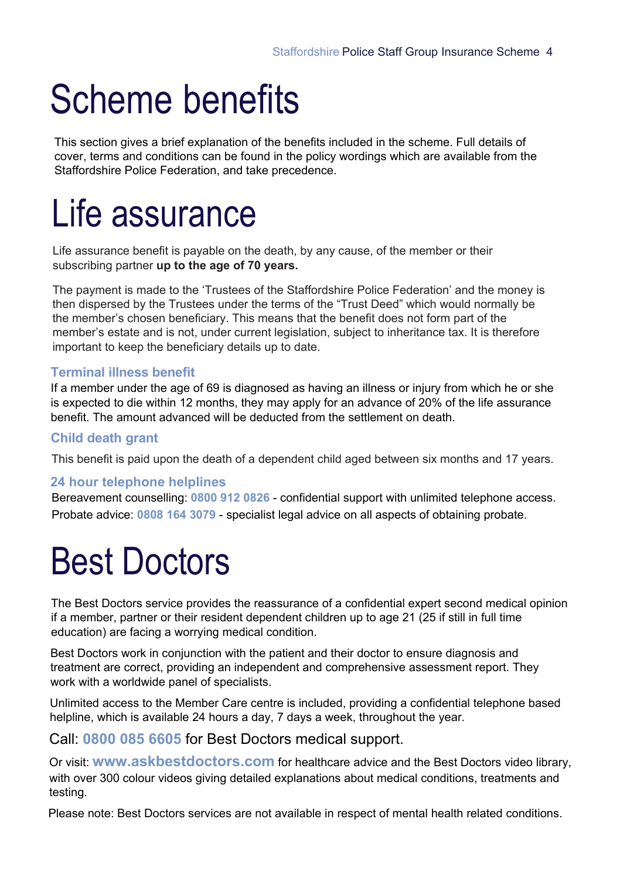# Scheme benefits

This section gives a brief explanation of the benefits included in the scheme. Full details of cover, terms and conditions can be found in the policy wordings which are available from the Staffordshire Police Federation, and take precedence.

# Life assurance

Life assurance benefit is payable on the death, by any cause, of the member or their subscribing partner **up to the age of 70 years.**

The payment is made to the 'Trustees of the Staffordshire Police Federation' and the money is then dispersed by the Trustees under the terms of the "Trust Deed" which would normally be the member's chosen beneficiary. This means that the benefit does not form part of the member's estate and is not, under current legislation, subject to inheritance tax. It is therefore important to keep the beneficiary details up to date.

### Terminal illness benefit

If a member under the age of 69 is diagnosed as having an illness or injury from which he or she is expected to die within 12 months, they may apply for an advance of 20% of the life assurance benefit. The amount advanced will be deducted from the settlement on death.

### Child death grant

This benefit is paid upon the death of a dependent child aged between six months and 17 years.

### 24 hour telephone helplines

Bereavement counselling: **0800 912 0826** - confidential support with unlimited telephone access.
Probate advice: **0808 164 3079** - specialist legal advice on all aspects of obtaining probate.

# Best Doctors

The Best Doctors service provides the reassurance of a confidential expert second medical opinion if a member, partner or their resident dependent children up to age 21 (25 if still in full time education) are facing a worrying medical condition.

Best Doctors work in conjunction with the patient and their doctor to ensure diagnosis and treatment are correct, providing an independent and comprehensive assessment report. They work with a worldwide panel of specialists.

Unlimited access to the Member Care centre is included, providing a confidential telephone based helpline, which is available 24 hours a day, 7 days a week, throughout the year.

Call: **0800 085 6605** for Best Doctors medical support.

Or visit: **www.askbestdoctors.com** for healthcare advice and the Best Doctors video library, with over 300 colour videos giving detailed explanations about medical conditions, treatments and testing.

Please note: Best Doctors services are not available in respect of mental health related conditions.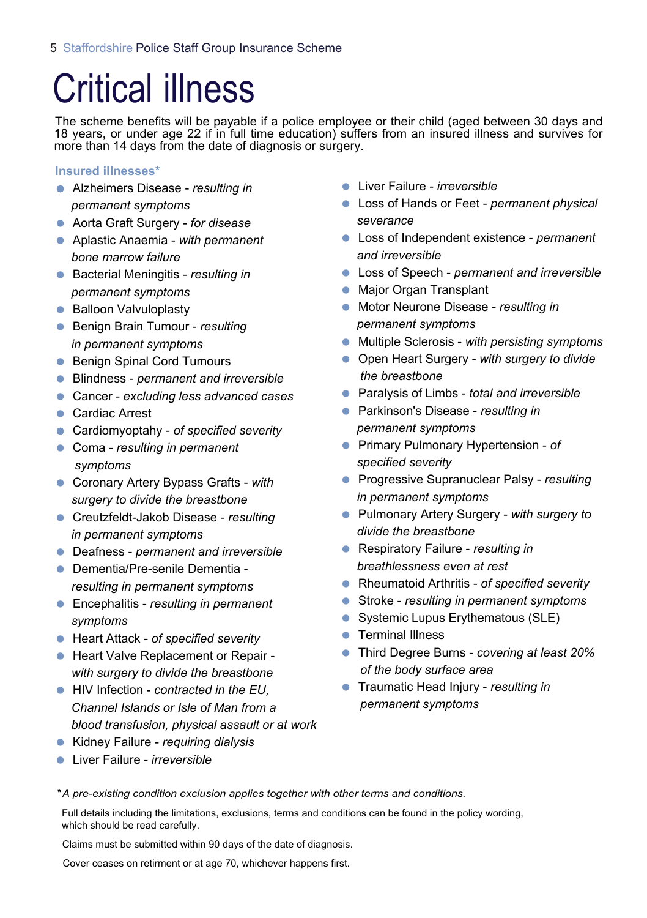# Critical illness

The scheme benefits will be payable if a police employee or their child (aged between 30 days and 18 years, or under age 22 if in full time education) suffers from an insured illness and survives for more than 14 days from the date of diagnosis or surgery.

### Insured illnesses*

- Alzheimers Disease - *resulting in permanent symptoms*
- Aorta Graft Surgery - *for disease*
- Aplastic Anaemia - *with permanent bone marrow failure*
- Bacterial Meningitis - *resulting in permanent symptoms*
- Balloon Valvuloplasty
- Benign Brain Tumour - *resulting in permanent symptoms*
- Benign Spinal Cord Tumours
- Blindness - *permanent and irreversible*
- Cancer - *excluding less advanced cases*
- Cardiac Arrest
- Cardiomyoptahy - *of specified severity*
- Coma - *resulting in permanent symptoms*
- Coronary Artery Bypass Grafts - *with surgery to divide the breastbone*
- Creutzfeldt-Jakob Disease - *resulting in permanent symptoms*
- Deafness - *permanent and irreversible*
- Dementia/Pre-senile Dementia - *resulting in permanent symptoms*
- Encephalitis - *resulting in permanent symptoms*
- Heart Attack - *of specified severity*
- Heart Valve Replacement or Repair - *with surgery to divide the breastbone*
- HIV Infection - *contracted in the EU, Channel Islands or Isle of Man from a blood transfusion, physical assault or at work*
- Kidney Failure - *requiring dialysis*
- Liver Failure - *irreversible*
- Liver Failure - *irreversible*
- Loss of Hands or Feet - *permanent physical severance*
- Loss of Independent existence - *permanent and irreversible*
- Loss of Speech - *permanent and irreversible*
- Major Organ Transplant
- Motor Neurone Disease - *resulting in permanent symptoms*
- Multiple Sclerosis - *with persisting symptoms*
- Open Heart Surgery - *with surgery to divide the breastbone*
- Paralysis of Limbs - *total and irreversible*
- Parkinson's Disease - *resulting in permanent symptoms*
- Primary Pulmonary Hypertension - *of specified severity*
- Progressive Supranuclear Palsy - *resulting in permanent symptoms*
- Pulmonary Artery Surgery - *with surgery to divide the breastbone*
- Respiratory Failure - *resulting in breathlessness even at rest*
- Rheumatoid Arthritis - *of specified severity*
- Stroke - *resulting in permanent symptoms*
- Systemic Lupus Erythematous (SLE)
- Terminal Illness
- Third Degree Burns - *covering at least 20% of the body surface area*
- Traumatic Head Injury - *resulting in permanent symptoms*

**A pre-existing condition exclusion applies together with other terms and conditions.*

Full details including the limitations, exclusions, terms and conditions can be found in the policy wording, which should be read carefully.

Claims must be submitted within 90 days of the date of diagnosis.

Cover ceases on retirment or at age 70, whichever happens first.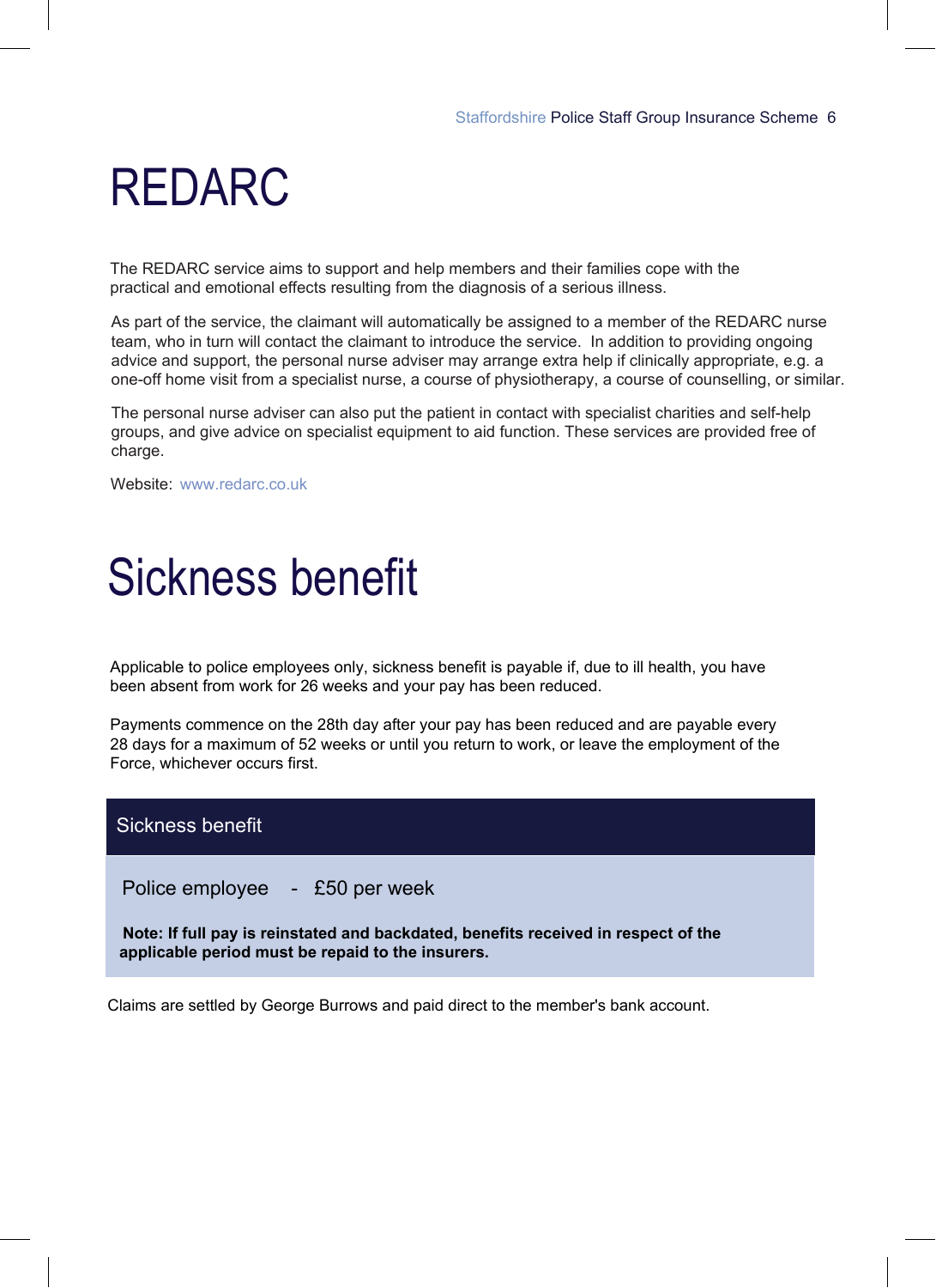# REDARC

The REDARC service aims to support and help members and their families cope with the practical and emotional effects resulting from the diagnosis of a serious illness.

As part of the service, the claimant will automatically be assigned to a member of the REDARC nurse team, who in turn will contact the claimant to introduce the service. In addition to providing ongoing advice and support, the personal nurse adviser may arrange extra help if clinically appropriate, e.g. a one-off home visit from a specialist nurse, a course of physiotherapy, a course of counselling, or similar.

The personal nurse adviser can also put the patient in contact with specialist charities and self-help groups, and give advice on specialist equipment to aid function. These services are provided free of charge.

Website: www.redarc.co.uk

# Sickness benefit

Applicable to police employees only, sickness benefit is payable if, due to ill health, you have been absent from work for 26 weeks and your pay has been reduced.

Payments commence on the 28th day after your pay has been reduced and are payable every 28 days for a maximum of 52 weeks or until you return to work, or leave the employment of the Force, whichever occurs first.

| Sickness benefit |
| --- |
| Police employee - £50 per week |
| **Note: If full pay is reinstated and backdated, benefits received in respect of the applicable period must be repaid to the insurers.** |

Claims are settled by George Burrows and paid direct to the member's bank account.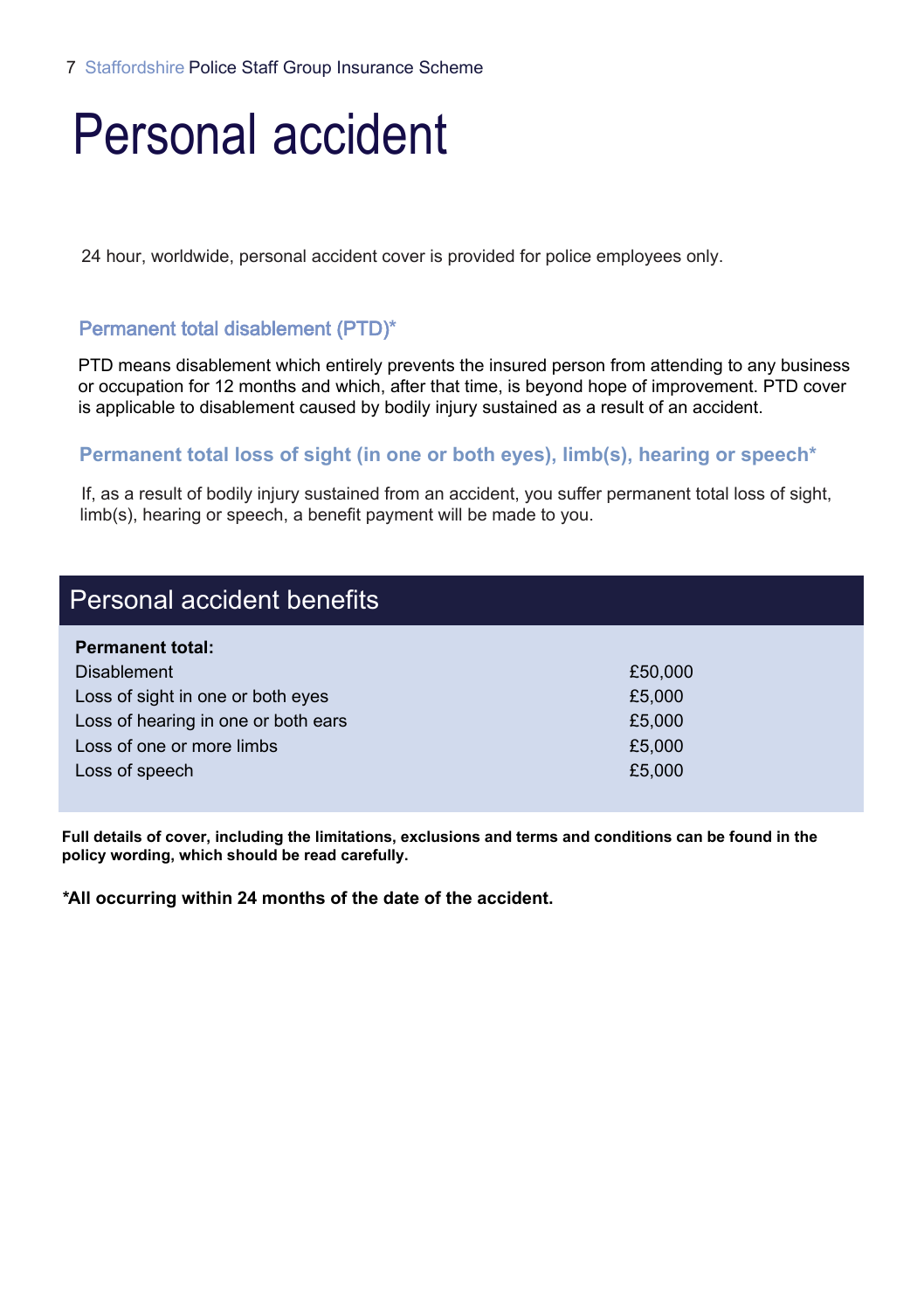# Personal accident

24 hour, worldwide, personal accident cover is provided for police employees only.

### Permanent total disablement (PTD)*

PTD means disablement which entirely prevents the insured person from attending to any business or occupation for 12 months and which, after that time, is beyond hope of improvement. PTD cover is applicable to disablement caused by bodily injury sustained as a result of an accident.

### Permanent total loss of sight (in one or both eyes), limb(s), hearing or speech*

If, as a result of bodily injury sustained from an accident, you suffer permanent total loss of sight, limb(s), hearing or speech, a benefit payment will be made to you.

## Personal accident benefits

| **Permanent total:** | |
|---|---|
| Disablement | £50,000 |
| Loss of sight in one or both eyes | £5,000 |
| Loss of hearing in one or both ears | £5,000 |
| Loss of one or more limbs | £5,000 |
| Loss of speech | £5,000 |

**Full details of cover, including the limitations, exclusions and terms and conditions can be found in the policy wording, which should be read carefully.**

**\*All occurring within 24 months of the date of the accident.**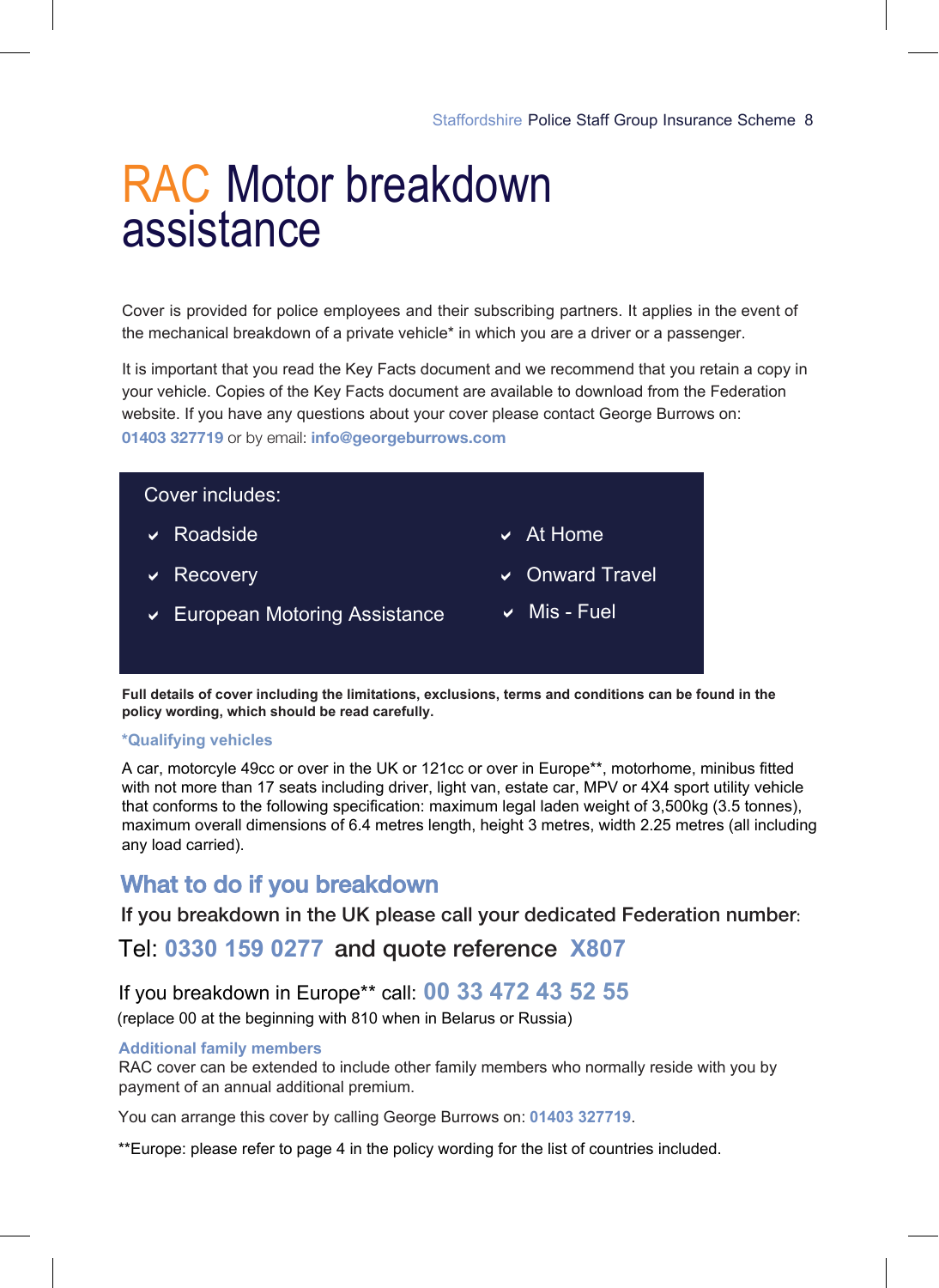# RAC Motor breakdown assistance

Cover is provided for police employees and their subscribing partners. It applies in the event of the mechanical breakdown of a private vehicle* in which you are a driver or a passenger.

It is important that you read the Key Facts document and we recommend that you retain a copy in your vehicle. Copies of the Key Facts document are available to download from the Federation website. If you have any questions about your cover please contact George Burrows on: **01403 327719** or by email: **info@georgeburrows.com**

Cover includes:

- Roadside
- Recovery
- European Motoring Assistance
- At Home
- Onward Travel
- Mis - Fuel

**Full details of cover including the limitations, exclusions, terms and conditions can be found in the policy wording, which should be read carefully.**

**\*Qualifying vehicles**

A car, motorcyle 49cc or over in the UK or 121cc or over in Europe**, motorhome, minibus fitted with not more than 17 seats including driver, light van, estate car, MPV or 4X4 sport utility vehicle that conforms to the following specification: maximum legal laden weight of 3,500kg (3.5 tonnes), maximum overall dimensions of 6.4 metres length, height 3 metres, width 2.25 metres (all including any load carried).

## What to do if you breakdown

If you breakdown in the UK please call your dedicated Federation number:

Tel: **0330 159 0277** and quote reference **X807**

If you breakdown in Europe** call: **00 33 472 43 52 55**

(replace 00 at the beginning with 810 when in Belarus or Russia)

**Additional family members**

RAC cover can be extended to include other family members who normally reside with you by payment of an annual additional premium.

You can arrange this cover by calling George Burrows on: **01403 327719**.

**Europe: please refer to page 4 in the policy wording for the list of countries included.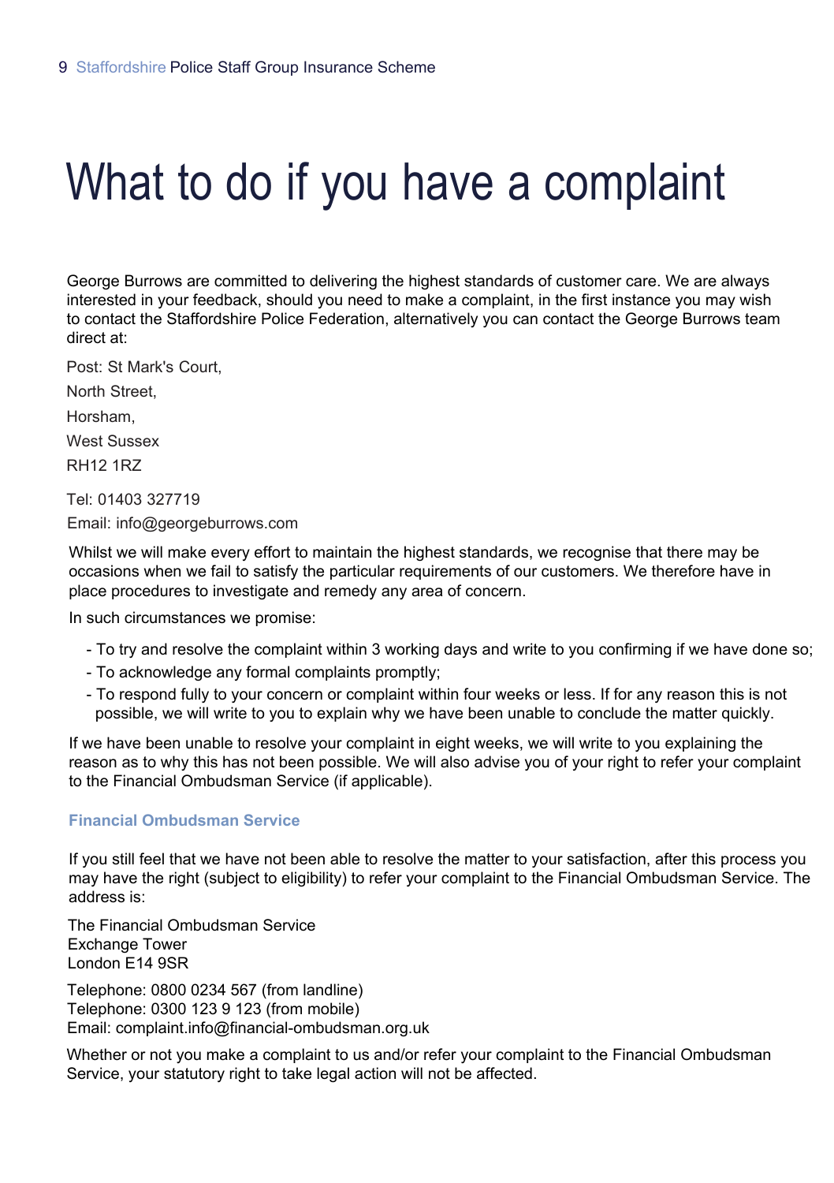# What to do if you have a complaint

George Burrows are committed to delivering the highest standards of customer care. We are always interested in your feedback, should you need to make a complaint, in the first instance you may wish to contact the Staffordshire Police Federation, alternatively you can contact the George Burrows team direct at:

Post: St Mark's Court,

North Street,

Horsham,

West Sussex

RH12 1RZ

Tel: 01403 327719

Email: info@georgeburrows.com

Whilst we will make every effort to maintain the highest standards, we recognise that there may be occasions when we fail to satisfy the particular requirements of our customers. We therefore have in place procedures to investigate and remedy any area of concern.

In such circumstances we promise:

- To try and resolve the complaint within 3 working days and write to you confirming if we have done so;
- To acknowledge any formal complaints promptly;
- To respond fully to your concern or complaint within four weeks or less. If for any reason this is not possible, we will write to you to explain why we have been unable to conclude the matter quickly.

If we have been unable to resolve your complaint in eight weeks, we will write to you explaining the reason as to why this has not been possible. We will also advise you of your right to refer your complaint to the Financial Ombudsman Service (if applicable).

### Financial Ombudsman Service

If you still feel that we have not been able to resolve the matter to your satisfaction, after this process you may have the right (subject to eligibility) to refer your complaint to the Financial Ombudsman Service. The address is:

The Financial Ombudsman Service  
Exchange Tower  
London E14 9SR

Telephone: 0800 0234 567 (from landline)  
Telephone: 0300 123 9 123 (from mobile)  
Email: complaint.info@financial-ombudsman.org.uk

Whether or not you make a complaint to us and/or refer your complaint to the Financial Ombudsman Service, your statutory right to take legal action will not be affected.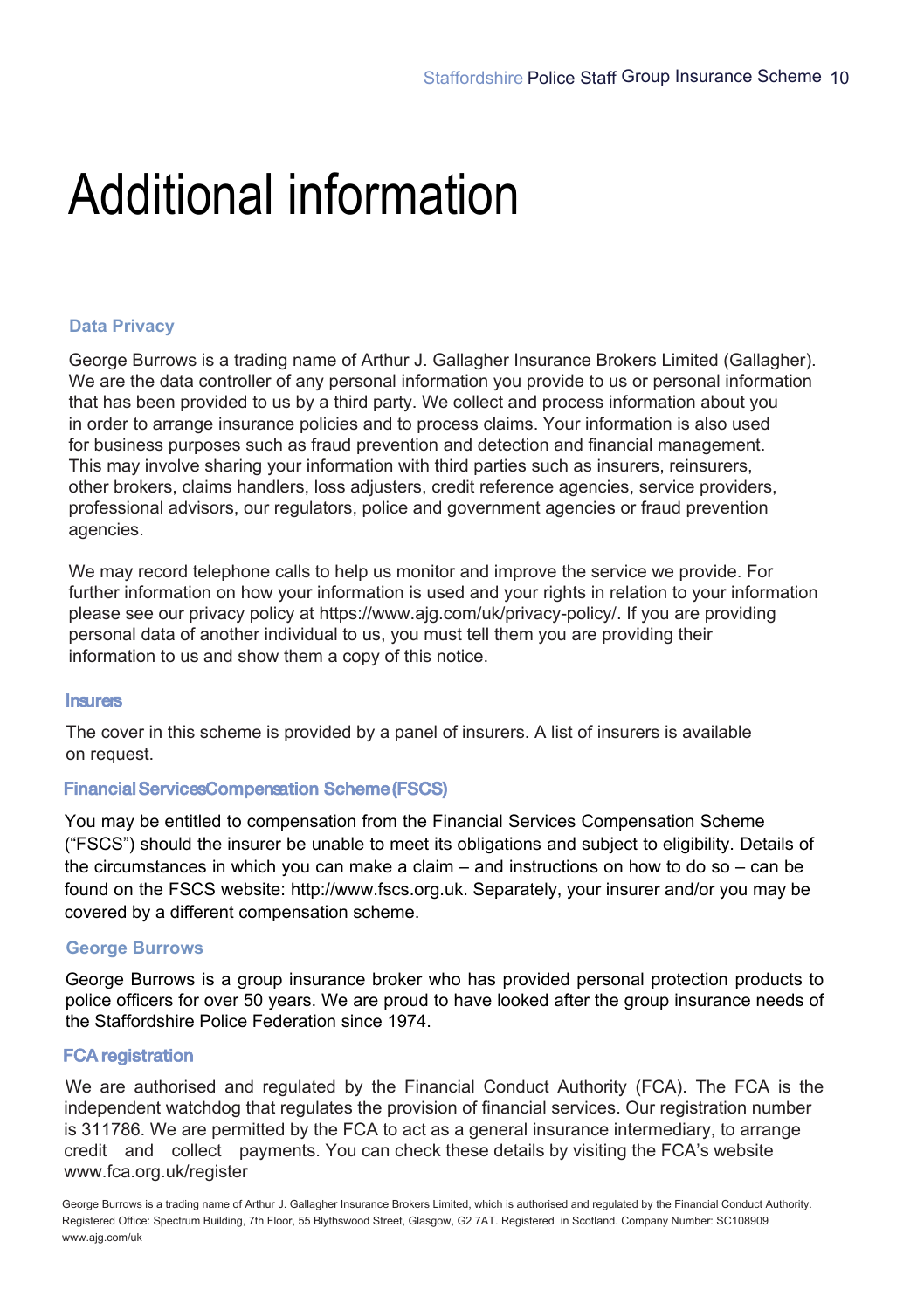# Additional information

### Data Privacy

George Burrows is a trading name of Arthur J. Gallagher Insurance Brokers Limited (Gallagher). We are the data controller of any personal information you provide to us or personal information that has been provided to us by a third party. We collect and process information about you in order to arrange insurance policies and to process claims. Your information is also used for business purposes such as fraud prevention and detection and financial management. This may involve sharing your information with third parties such as insurers, reinsurers, other brokers, claims handlers, loss adjusters, credit reference agencies, service providers, professional advisors, our regulators, police and government agencies or fraud prevention agencies.

We may record telephone calls to help us monitor and improve the service we provide. For further information on how your information is used and your rights in relation to your information please see our privacy policy at https://www.ajg.com/uk/privacy-policy/. If you are providing personal data of another individual to us, you must tell them you are providing their information to us and show them a copy of this notice.

### Insurers

The cover in this scheme is provided by a panel of insurers. A list of insurers is available on request.

### Financial Services Compensation Scheme (FSCS)

You may be entitled to compensation from the Financial Services Compensation Scheme ("FSCS") should the insurer be unable to meet its obligations and subject to eligibility. Details of the circumstances in which you can make a claim – and instructions on how to do so – can be found on the FSCS website: http://www.fscs.org.uk. Separately, your insurer and/or you may be covered by a different compensation scheme.

### George Burrows

George Burrows is a group insurance broker who has provided personal protection products to police officers for over 50 years. We are proud to have looked after the group insurance needs of the Staffordshire Police Federation since 1974.

### FCA registration

We are authorised and regulated by the Financial Conduct Authority (FCA). The FCA is the independent watchdog that regulates the provision of financial services. Our registration number is 311786. We are permitted by the FCA to act as a general insurance intermediary, to arrange credit and collect payments. You can check these details by visiting the FCA's website www.fca.org.uk/register

George Burrows is a trading name of Arthur J. Gallagher Insurance Brokers Limited, which is authorised and regulated by the Financial Conduct Authority. Registered Office: Spectrum Building, 7th Floor, 55 Blythswood Street, Glasgow, G2 7AT. Registered in Scotland. Company Number: SC108909 www.ajg.com/uk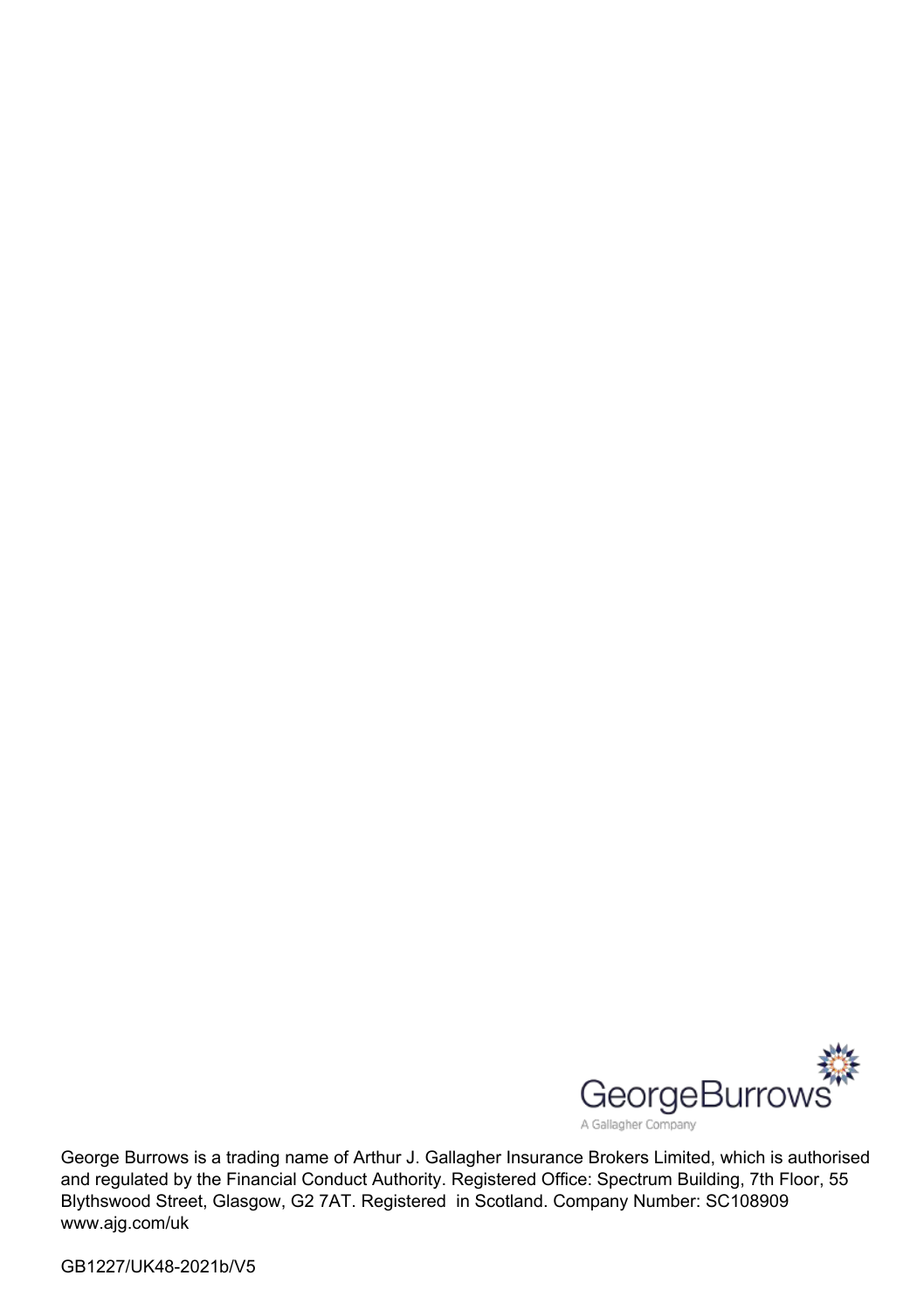GeorgeBurrows

A Gallagher Company

George Burrows is a trading name of Arthur J. Gallagher Insurance Brokers Limited, which is authorised and regulated by the Financial Conduct Authority. Registered Office: Spectrum Building, 7th Floor, 55 Blythswood Street, Glasgow, G2 7AT. Registered in Scotland. Company Number: SC108909 www.ajg.com/uk

GB1227/UK48-2021b/V5